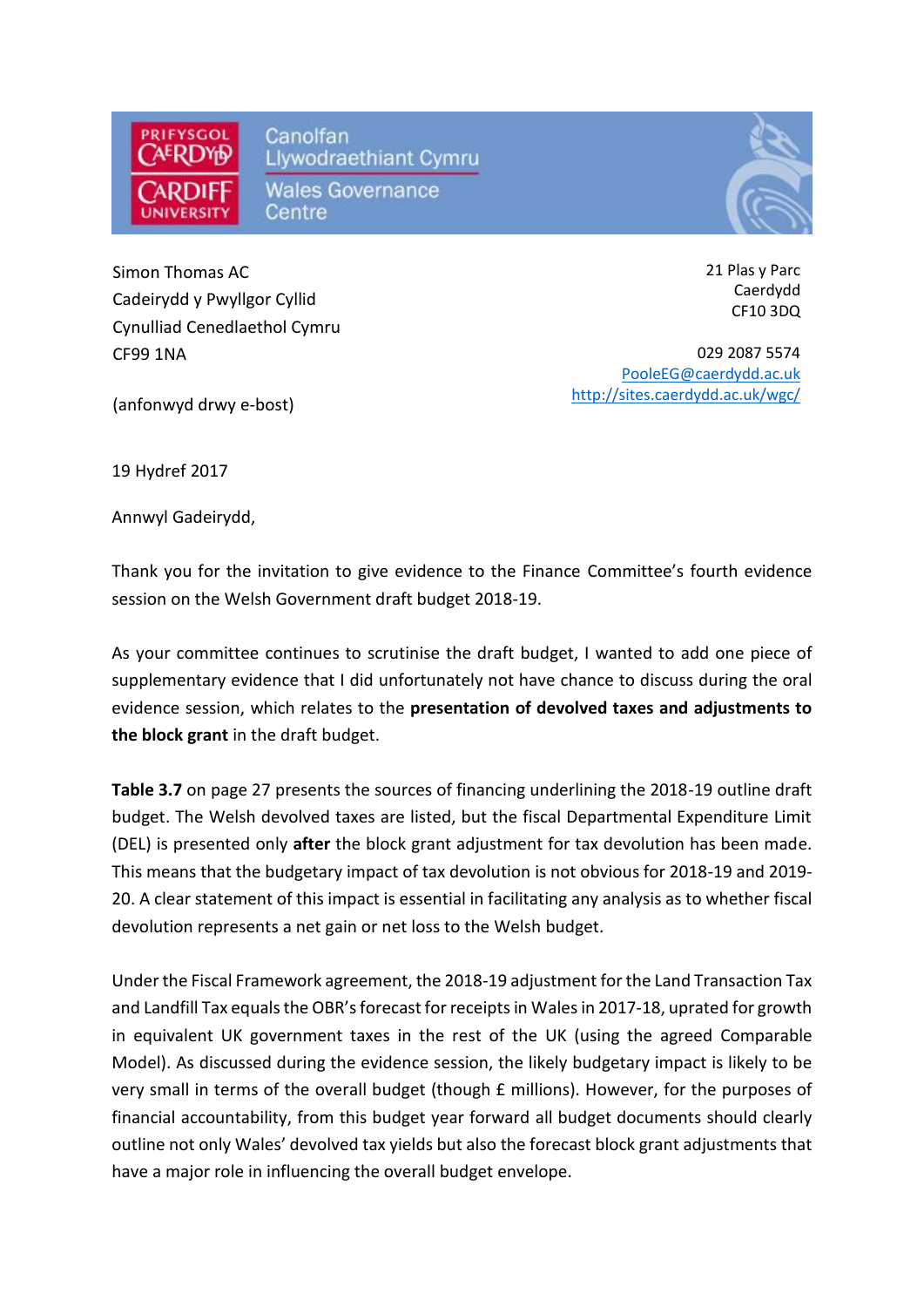Prifysgol Caerdydd / Cardiff University

Canolfan Llywodraethiant Cymru

Wales Governance Centre

Simon Thomas AC
Cadeirydd y Pwyllgor Cyllid
Cynulliad Cenedlaethol Cymru
CF99 1NA

(anfonwyd drwy e-bost)

21 Plas y Parc
Caerdydd
CF10 3DQ

029 2087 5574
PooleEG@caerdydd.ac.uk
http://sites.caerdydd.ac.uk/wgc/

19 Hydref 2017

Annwyl Gadeirydd,

Thank you for the invitation to give evidence to the Finance Committee's fourth evidence session on the Welsh Government draft budget 2018-19.

As your committee continues to scrutinise the draft budget, I wanted to add one piece of supplementary evidence that I did unfortunately not have chance to discuss during the oral evidence session, which relates to the **presentation of devolved taxes and adjustments to the block grant** in the draft budget.

**Table 3.7** on page 27 presents the sources of financing underlining the 2018-19 outline draft budget. The Welsh devolved taxes are listed, but the fiscal Departmental Expenditure Limit (DEL) is presented only **after** the block grant adjustment for tax devolution has been made. This means that the budgetary impact of tax devolution is not obvious for 2018-19 and 2019-20. A clear statement of this impact is essential in facilitating any analysis as to whether fiscal devolution represents a net gain or net loss to the Welsh budget.

Under the Fiscal Framework agreement, the 2018-19 adjustment for the Land Transaction Tax and Landfill Tax equals the OBR's forecast for receipts in Wales in 2017-18, uprated for growth in equivalent UK government taxes in the rest of the UK (using the agreed Comparable Model). As discussed during the evidence session, the likely budgetary impact is likely to be very small in terms of the overall budget (though £ millions). However, for the purposes of financial accountability, from this budget year forward all budget documents should clearly outline not only Wales' devolved tax yields but also the forecast block grant adjustments that have a major role in influencing the overall budget envelope.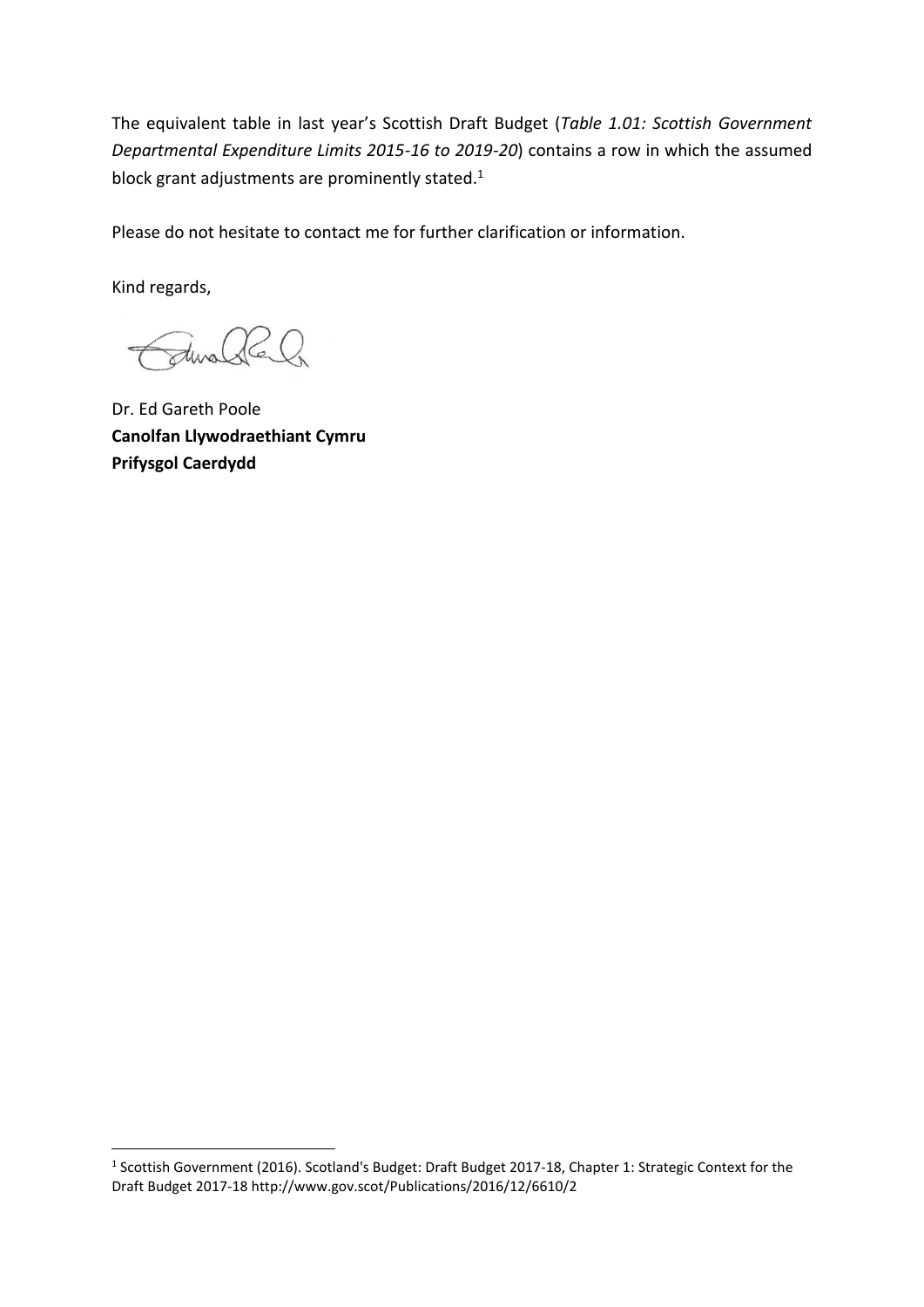The equivalent table in last year's Scottish Draft Budget (*Table 1.01: Scottish Government Departmental Expenditure Limits 2015-16 to 2019-20*) contains a row in which the assumed block grant adjustments are prominently stated.[1]

Please do not hesitate to contact me for further clarification or information.

Kind regards,

Dr. Ed Gareth Poole
**Canolfan Llywodraethiant Cymru**
**Prifysgol Caerdydd**

---

[1] Scottish Government (2016). Scotland's Budget: Draft Budget 2017-18, Chapter 1: Strategic Context for the Draft Budget 2017-18 http://www.gov.scot/Publications/2016/12/6610/2